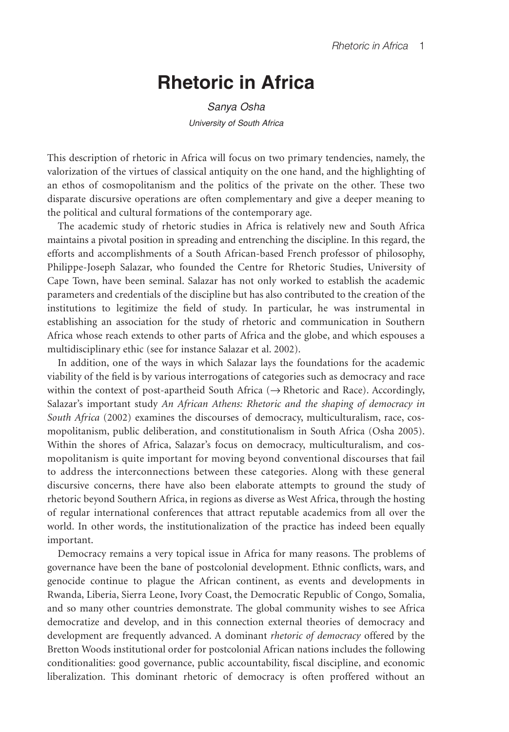# Rhetoric in Africa

*Sanya Osha*

*University of South Africa*

This description of rhetoric in Africa will focus on two primary tendencies, namely, the valorization of the virtues of classical antiquity on the one hand, and the highlighting of an ethos of cosmopolitanism and the politics of the private on the other. These two disparate discursive operations are often complementary and give a deeper meaning to the political and cultural formations of the contemporary age.

The academic study of rhetoric studies in Africa is relatively new and South Africa maintains a pivotal position in spreading and entrenching the discipline. In this regard, the efforts and accomplishments of a South African-based French professor of philosophy, Philippe-Joseph Salazar, who founded the Centre for Rhetoric Studies, University of Cape Town, have been seminal. Salazar has not only worked to establish the academic parameters and credentials of the discipline but has also contributed to the creation of the institutions to legitimize the field of study. In particular, he was instrumental in establishing an association for the study of rhetoric and communication in Southern Africa whose reach extends to other parts of Africa and the globe, and which espouses a multidisciplinary ethic (see for instance Salazar et al. 2002).

In addition, one of the ways in which Salazar lays the foundations for the academic viability of the field is by various interrogations of categories such as democracy and race within the context of post-apartheid South Africa (→ Rhetoric and Race). Accordingly, Salazar's important study *An African Athens: Rhetoric and the shaping of democracy in South Africa* (2002) examines the discourses of democracy, multiculturalism, race, cosmopolitanism, public deliberation, and constitutionalism in South Africa (Osha 2005). Within the shores of Africa, Salazar's focus on democracy, multiculturalism, and cosmopolitanism is quite important for moving beyond conventional discourses that fail to address the interconnections between these categories. Along with these general discursive concerns, there have also been elaborate attempts to ground the study of rhetoric beyond Southern Africa, in regions as diverse as West Africa, through the hosting of regular international conferences that attract reputable academics from all over the world. In other words, the institutionalization of the practice has indeed been equally important.

Democracy remains a very topical issue in Africa for many reasons. The problems of governance have been the bane of postcolonial development. Ethnic conflicts, wars, and genocide continue to plague the African continent, as events and developments in Rwanda, Liberia, Sierra Leone, Ivory Coast, the Democratic Republic of Congo, Somalia, and so many other countries demonstrate. The global community wishes to see Africa democratize and develop, and in this connection external theories of democracy and development are frequently advanced. A dominant *rhetoric of democracy* offered by the Bretton Woods institutional order for postcolonial African nations includes the following conditionalities: good governance, public accountability, fiscal discipline, and economic liberalization. This dominant rhetoric of democracy is often proffered without an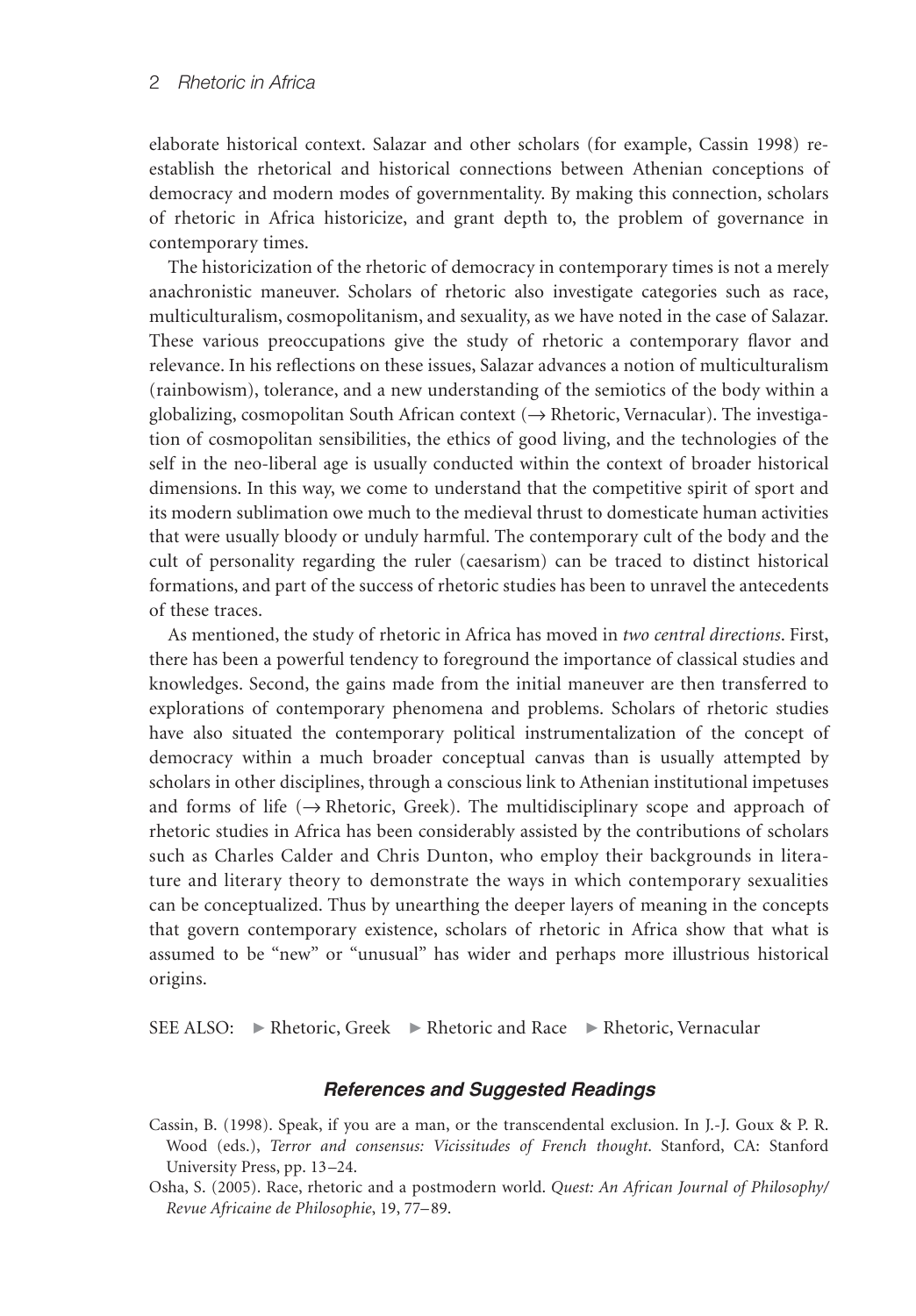elaborate historical context. Salazar and other scholars (for example, Cassin 1998) re-establish the rhetorical and historical connections between Athenian conceptions of democracy and modern modes of governmentality. By making this connection, scholars of rhetoric in Africa historicize, and grant depth to, the problem of governance in contemporary times.

The historicization of the rhetoric of democracy in contemporary times is not a merely anachronistic maneuver. Scholars of rhetoric also investigate categories such as race, multiculturalism, cosmopolitanism, and sexuality, as we have noted in the case of Salazar. These various preoccupations give the study of rhetoric a contemporary flavor and relevance. In his reflections on these issues, Salazar advances a notion of multiculturalism (rainbowism), tolerance, and a new understanding of the semiotics of the body within a globalizing, cosmopolitan South African context (→ Rhetoric, Vernacular). The investigation of cosmopolitan sensibilities, the ethics of good living, and the technologies of the self in the neo-liberal age is usually conducted within the context of broader historical dimensions. In this way, we come to understand that the competitive spirit of sport and its modern sublimation owe much to the medieval thrust to domesticate human activities that were usually bloody or unduly harmful. The contemporary cult of the body and the cult of personality regarding the ruler (caesarism) can be traced to distinct historical formations, and part of the success of rhetoric studies has been to unravel the antecedents of these traces.

As mentioned, the study of rhetoric in Africa has moved in *two central directions*. First, there has been a powerful tendency to foreground the importance of classical studies and knowledges. Second, the gains made from the initial maneuver are then transferred to explorations of contemporary phenomena and problems. Scholars of rhetoric studies have also situated the contemporary political instrumentalization of the concept of democracy within a much broader conceptual canvas than is usually attempted by scholars in other disciplines, through a conscious link to Athenian institutional impetuses and forms of life (→ Rhetoric, Greek). The multidisciplinary scope and approach of rhetoric studies in Africa has been considerably assisted by the contributions of scholars such as Charles Calder and Chris Dunton, who employ their backgrounds in literature and literary theory to demonstrate the ways in which contemporary sexualities can be conceptualized. Thus by unearthing the deeper layers of meaning in the concepts that govern contemporary existence, scholars of rhetoric in Africa show that what is assumed to be "new" or "unusual" has wider and perhaps more illustrious historical origins.

SEE ALSO: ► Rhetoric, Greek ► Rhetoric and Race ► Rhetoric, Vernacular

## References and Suggested Readings

Cassin, B. (1998). Speak, if you are a man, or the transcendental exclusion. In J.-J. Goux & P. R. Wood (eds.), *Terror and consensus: Vicissitudes of French thought*. Stanford, CA: Stanford University Press, pp. 13–24.

Osha, S. (2005). Race, rhetoric and a postmodern world. *Quest: An African Journal of Philosophy/Revue Africaine de Philosophie*, 19, 77–89.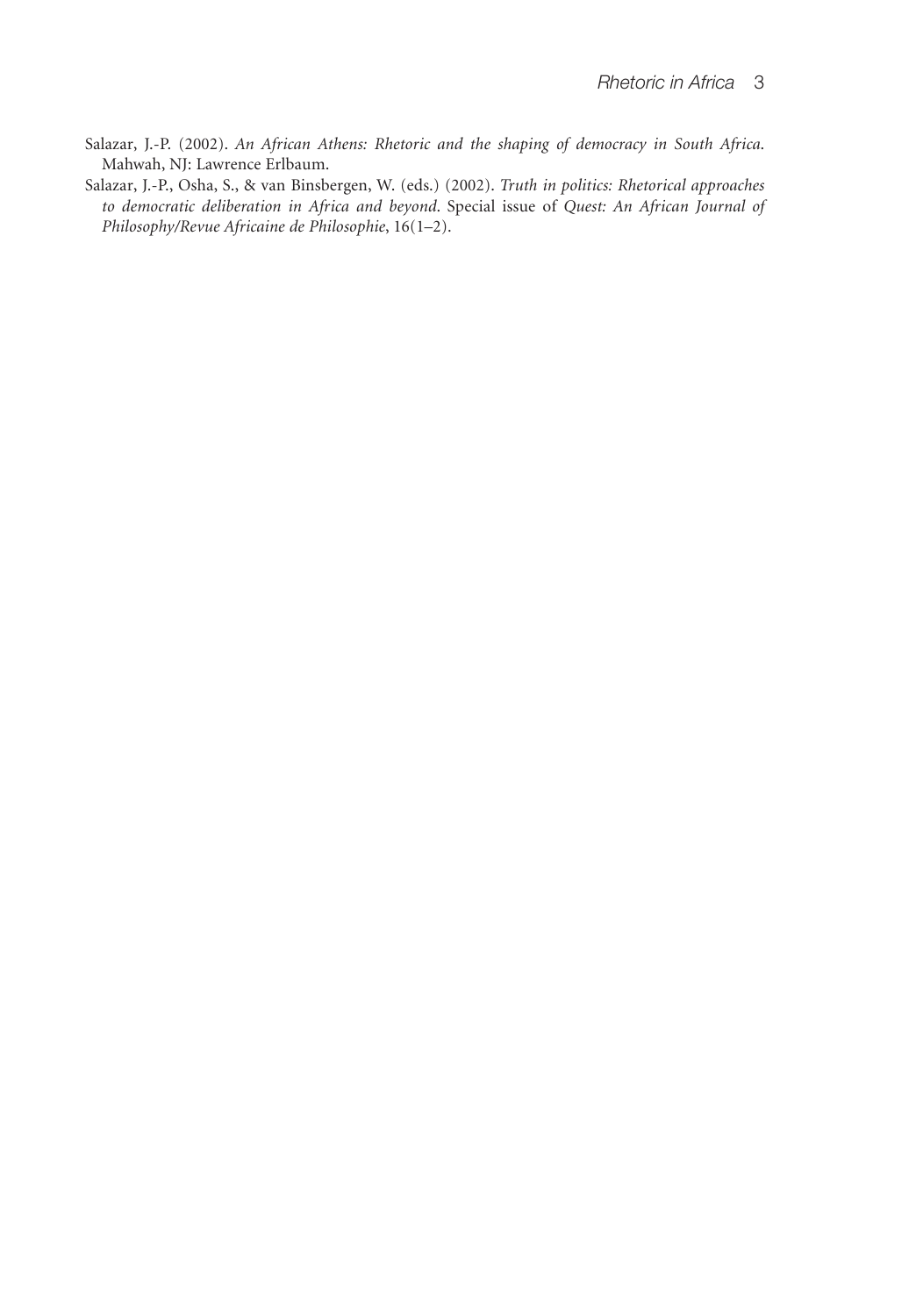Salazar, J.-P. (2002). *An African Athens: Rhetoric and the shaping of democracy in South Africa.* Mahwah, NJ: Lawrence Erlbaum.

Salazar, J.-P., Osha, S., & van Binsbergen, W. (eds.) (2002). *Truth in politics: Rhetorical approaches to democratic deliberation in Africa and beyond*. Special issue of *Quest: An African Journal of Philosophy/Revue Africaine de Philosophie*, 16(1–2).